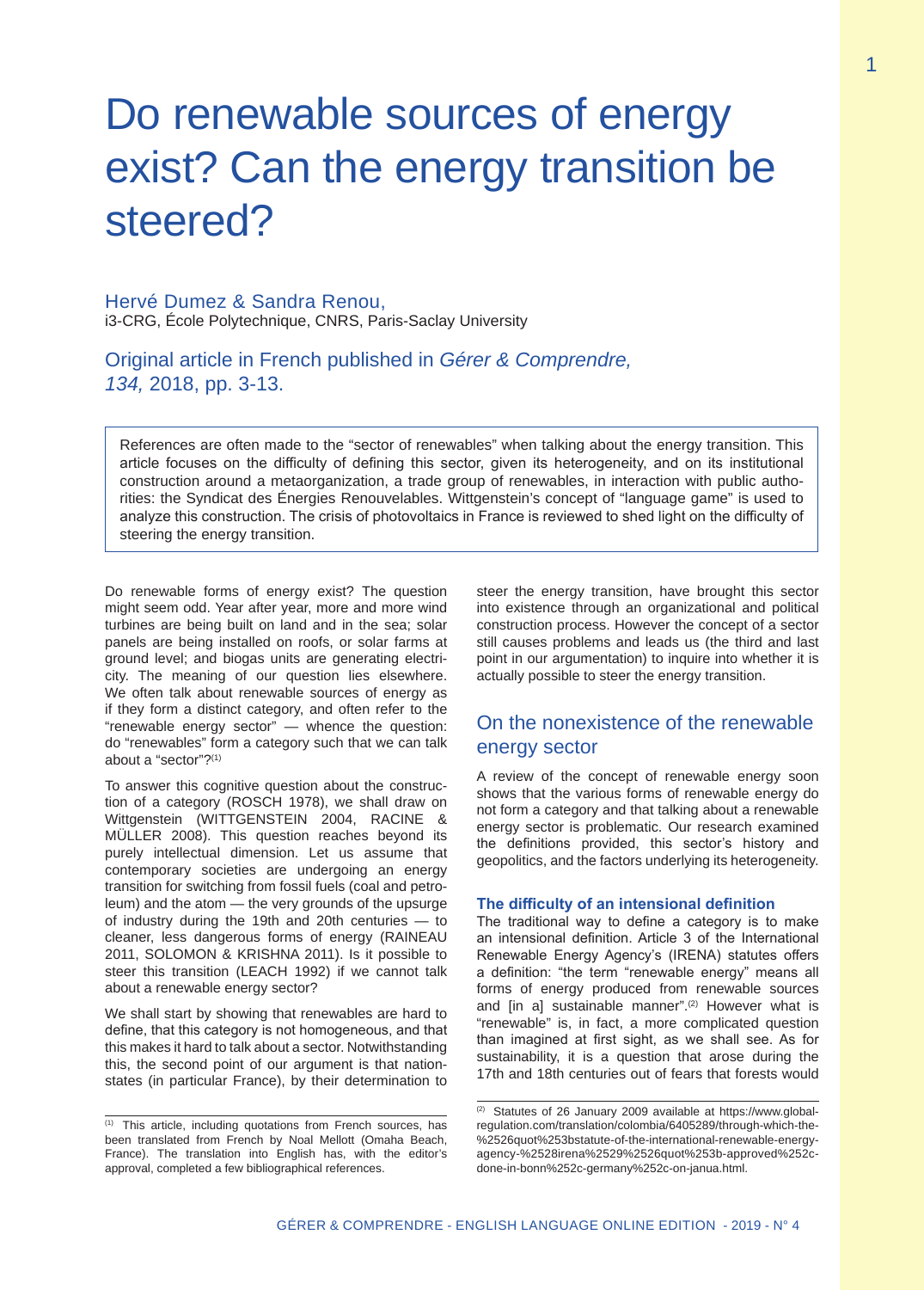# Do renewable sources of energy exist? Can the energy transition be steered?

Hervé Dumez & Sandra Renou,
i3-CRG, École Polytechnique, CNRS, Paris-Saclay University

Original article in French published in *Gérer & Comprendre, 134,* 2018, pp. 3-13.

> References are often made to the "sector of renewables" when talking about the energy transition. This article focuses on the difficulty of defining this sector, given its heterogeneity, and on its institutional construction around a metaorganization, a trade group of renewables, in interaction with public authorities: the Syndicat des Énergies Renouvelables. Wittgenstein's concept of "language game" is used to analyze this construction. The crisis of photovoltaics in France is reviewed to shed light on the difficulty of steering the energy transition.

Do renewable forms of energy exist? The question might seem odd. Year after year, more and more wind turbines are being built on land and in the sea; solar panels are being installed on roofs, or solar farms at ground level; and biogas units are generating electricity. The meaning of our question lies elsewhere. We often talk about renewable sources of energy as if they form a distinct category, and often refer to the "renewable energy sector" — whence the question: do "renewables" form a category such that we can talk about a "sector"?[1]

To answer this cognitive question about the construction of a category (ROSCH 1978), we shall draw on Wittgenstein (WITTGENSTEIN 2004, RACINE & MÜLLER 2008). This question reaches beyond its purely intellectual dimension. Let us assume that contemporary societies are undergoing an energy transition for switching from fossil fuels (coal and petroleum) and the atom — the very grounds of the upsurge of industry during the 19th and 20th centuries — to cleaner, less dangerous forms of energy (RAINEAU 2011, SOLOMON & KRISHNA 2011). Is it possible to steer this transition (LEACH 1992) if we cannot talk about a renewable energy sector?

We shall start by showing that renewables are hard to define, that this category is not homogeneous, and that this makes it hard to talk about a sector. Notwithstanding this, the second point of our argument is that nation-states (in particular France), by their determination to steer the energy transition, have brought this sector into existence through an organizational and political construction process. However the concept of a sector still causes problems and leads us (the third and last point in our argumentation) to inquire into whether it is actually possible to steer the energy transition.

## On the nonexistence of the renewable energy sector

A review of the concept of renewable energy soon shows that the various forms of renewable energy do not form a category and that talking about a renewable energy sector is problematic. Our research examined the definitions provided, this sector's history and geopolitics, and the factors underlying its heterogeneity.

### The difficulty of an intensional definition

The traditional way to define a category is to make an intensional definition. Article 3 of the International Renewable Energy Agency's (IRENA) statutes offers a definition: "the term "renewable energy" means all forms of energy produced from renewable sources and [in a] sustainable manner".[2] However what is "renewable" is, in fact, a more complicated question than imagined at first sight, as we shall see. As for sustainability, it is a question that arose during the 17th and 18th centuries out of fears that forests would

---

[1] This article, including quotations from French sources, has been translated from French by Noal Mellott (Omaha Beach, France). The translation into English has, with the editor's approval, completed a few bibliographical references.

[2] Statutes of 26 January 2009 available at https://www.global-regulation.com/translation/colombia/6405289/through-which-the-%2526quot%253bstatute-of-the-international-renewable-energy-agency-%2528irena%2529%2526quot%253b-approved%252c-done-in-bonn%252c-germany%252c-on-janua.html.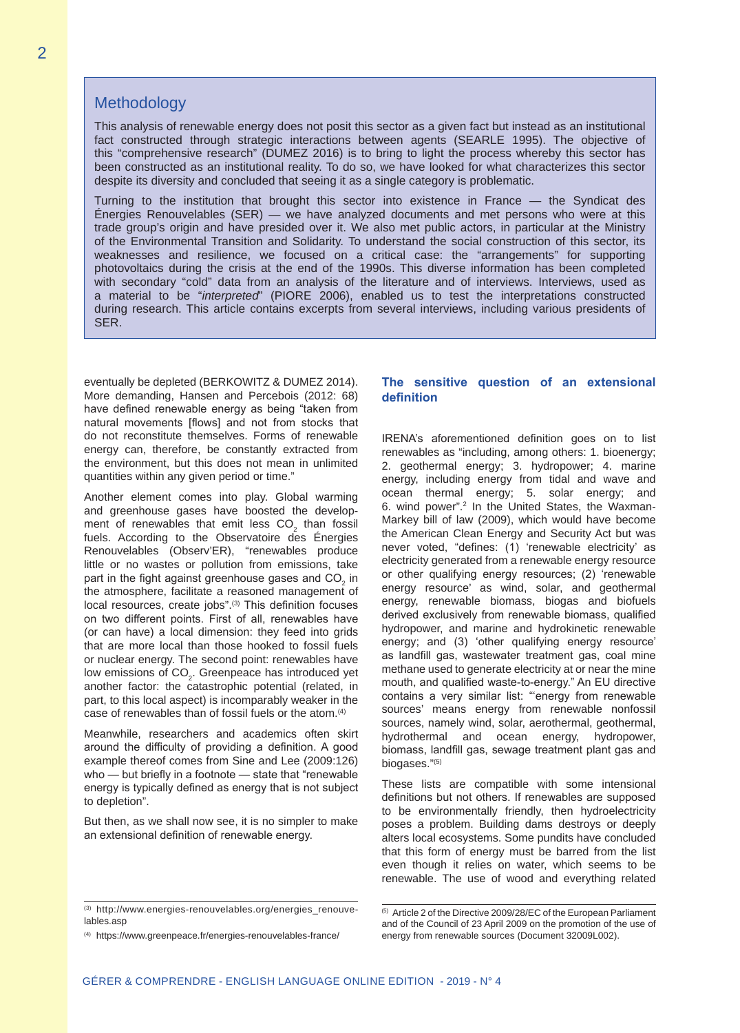## Methodology

This analysis of renewable energy does not posit this sector as a given fact but instead as an institutional fact constructed through strategic interactions between agents (SEARLE 1995). The objective of this "comprehensive research" (DUMEZ 2016) is to bring to light the process whereby this sector has been constructed as an institutional reality. To do so, we have looked for what characterizes this sector despite its diversity and concluded that seeing it as a single category is problematic.

Turning to the institution that brought this sector into existence in France — the Syndicat des Énergies Renouvelables (SER) — we have analyzed documents and met persons who were at this trade group's origin and have presided over it. We also met public actors, in particular at the Ministry of the Environmental Transition and Solidarity. To understand the social construction of this sector, its weaknesses and resilience, we focused on a critical case: the "arrangements" for supporting photovoltaics during the crisis at the end of the 1990s. This diverse information has been completed with secondary "cold" data from an analysis of the literature and of interviews. Interviews, used as a material to be "*interpreted*" (PIORE 2006), enabled us to test the interpretations constructed during research. This article contains excerpts from several interviews, including various presidents of SER.

eventually be depleted (BERKOWITZ & DUMEZ 2014). More demanding, Hansen and Percebois (2012: 68) have defined renewable energy as being "taken from natural movements [flows] and not from stocks that do not reconstitute themselves. Forms of renewable energy can, therefore, be constantly extracted from the environment, but this does not mean in unlimited quantities within any given period or time."

Another element comes into play. Global warming and greenhouse gases have boosted the development of renewables that emit less $CO_2$ than fossil fuels. According to the Observatoire des Énergies Renouvelables (Observ'ER), "renewables produce little or no wastes or pollution from emissions, take part in the fight against greenhouse gases and $CO_2$ in the atmosphere, facilitate a reasoned management of local resources, create jobs".[3] This definition focuses on two different points. First of all, renewables have (or can have) a local dimension: they feed into grids that are more local than those hooked to fossil fuels or nuclear energy. The second point: renewables have low emissions of $CO_2$. Greenpeace has introduced yet another factor: the catastrophic potential (related, in part, to this local aspect) is incomparably weaker in the case of renewables than of fossil fuels or the atom.[4]

Meanwhile, researchers and academics often skirt around the difficulty of providing a definition. A good example thereof comes from Sine and Lee (2009:126) who — but briefly in a footnote — state that "renewable energy is typically defined as energy that is not subject to depletion".

But then, as we shall now see, it is no simpler to make an extensional definition of renewable energy.

### The sensitive question of an extensional definition

IRENA's aforementioned definition goes on to list renewables as "including, among others: 1. bioenergy; 2. geothermal energy; 3. hydropower; 4. marine energy, including energy from tidal and wave and ocean thermal energy; 5. solar energy; and 6. wind power".[2] In the United States, the Waxman-Markey bill of law (2009), which would have become the American Clean Energy and Security Act but was never voted, "defines: (1) 'renewable electricity' as electricity generated from a renewable energy resource or other qualifying energy resources; (2) 'renewable energy resource' as wind, solar, and geothermal energy, renewable biomass, biogas and biofuels derived exclusively from renewable biomass, qualified hydropower, and marine and hydrokinetic renewable energy; and (3) 'other qualifying energy resource' as landfill gas, wastewater treatment gas, coal mine methane used to generate electricity at or near the mine mouth, and qualified waste-to-energy." An EU directive contains a very similar list: "'energy from renewable sources' means energy from renewable nonfossil sources, namely wind, solar, aerothermal, geothermal, hydrothermal and ocean energy, hydropower, biomass, landfill gas, sewage treatment plant gas and biogases."[5]

These lists are compatible with some intensional definitions but not others. If renewables are supposed to be environmentally friendly, then hydroelectricity poses a problem. Building dams destroys or deeply alters local ecosystems. Some pundits have concluded that this form of energy must be barred from the list even though it relies on water, which seems to be renewable. The use of wood and everything related

[3] http://www.energies-renouvelables.org/energies_renouvelables.asp

[4] https://www.greenpeace.fr/energies-renouvelables-france/

[5] Article 2 of the Directive 2009/28/EC of the European Parliament and of the Council of 23 April 2009 on the promotion of the use of energy from renewable sources (Document 32009L002).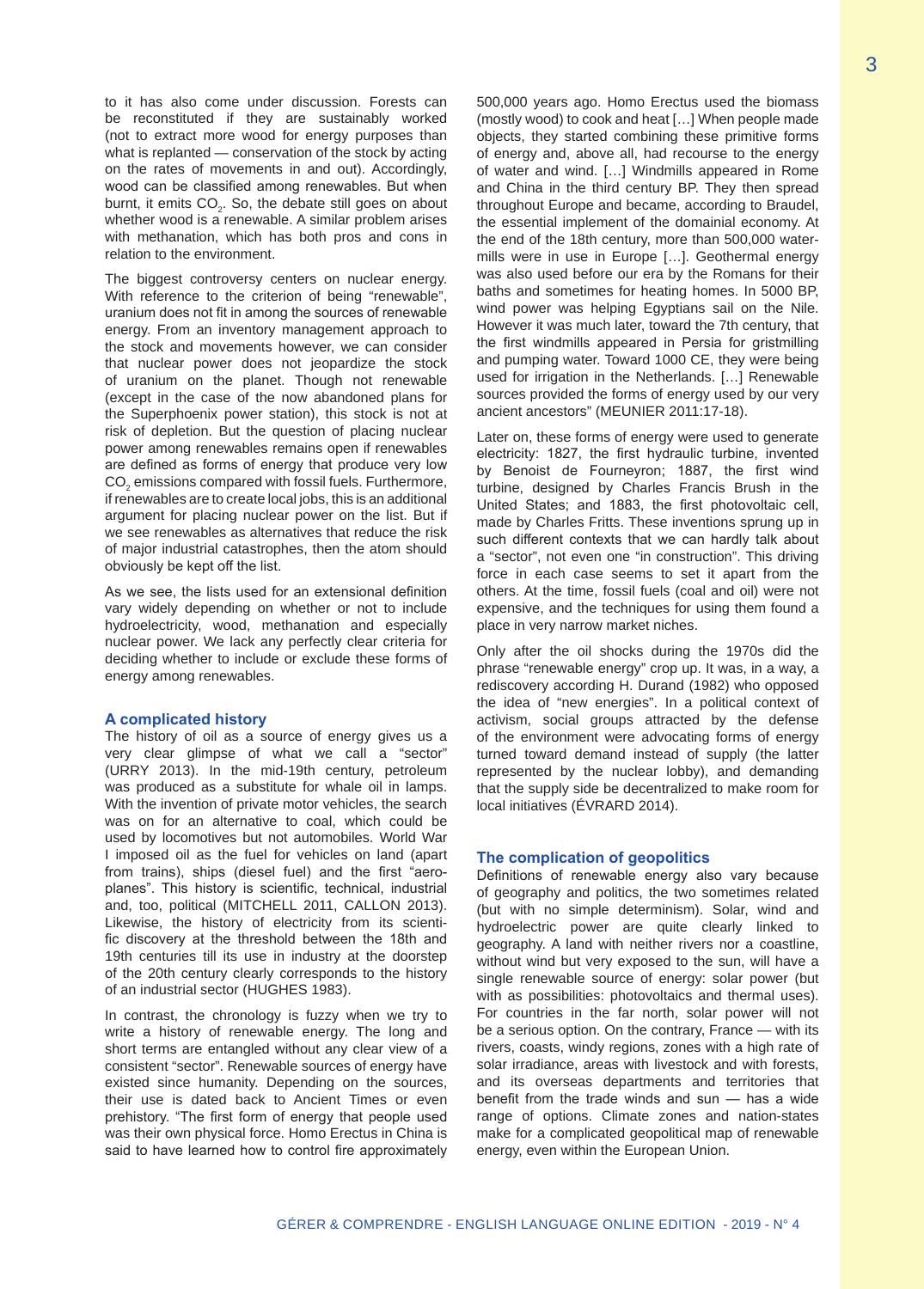to it has also come under discussion. Forests can be reconstituted if they are sustainably worked (not to extract more wood for energy purposes than what is replanted — conservation of the stock by acting on the rates of movements in and out). Accordingly, wood can be classified among renewables. But when burnt, it emits $CO_2$. So, the debate still goes on about whether wood is a renewable. A similar problem arises with methanation, which has both pros and cons in relation to the environment.

The biggest controversy centers on nuclear energy. With reference to the criterion of being "renewable", uranium does not fit in among the sources of renewable energy. From an inventory management approach to the stock and movements however, we can consider that nuclear power does not jeopardize the stock of uranium on the planet. Though not renewable (except in the case of the now abandoned plans for the Superphoenix power station), this stock is not at risk of depletion. But the question of placing nuclear power among renewables remains open if renewables are defined as forms of energy that produce very low $CO_2$ emissions compared with fossil fuels. Furthermore, if renewables are to create local jobs, this is an additional argument for placing nuclear power on the list. But if we see renewables as alternatives that reduce the risk of major industrial catastrophes, then the atom should obviously be kept off the list.

As we see, the lists used for an extensional definition vary widely depending on whether or not to include hydroelectricity, wood, methanation and especially nuclear power. We lack any perfectly clear criteria for deciding whether to include or exclude these forms of energy among renewables.

## A complicated history

The history of oil as a source of energy gives us a very clear glimpse of what we call a "sector" (URRY 2013). In the mid-19th century, petroleum was produced as a substitute for whale oil in lamps. With the invention of private motor vehicles, the search was on for an alternative to coal, which could be used by locomotives but not automobiles. World War I imposed oil as the fuel for vehicles on land (apart from trains), ships (diesel fuel) and the first "aeroplanes". This history is scientific, technical, industrial and, too, political (MITCHELL 2011, CALLON 2013). Likewise, the history of electricity from its scientific discovery at the threshold between the 18th and 19th centuries till its use in industry at the doorstep of the 20th century clearly corresponds to the history of an industrial sector (HUGHES 1983).

In contrast, the chronology is fuzzy when we try to write a history of renewable energy. The long and short terms are entangled without any clear view of a consistent "sector". Renewable sources of energy have existed since humanity. Depending on the sources, their use is dated back to Ancient Times or even prehistory. "The first form of energy that people used was their own physical force. Homo Erectus in China is said to have learned how to control fire approximately 500,000 years ago. Homo Erectus used the biomass (mostly wood) to cook and heat […] When people made objects, they started combining these primitive forms of energy and, above all, had recourse to the energy of water and wind. […] Windmills appeared in Rome and China in the third century BP. They then spread throughout Europe and became, according to Braudel, the essential implement of the domainial economy. At the end of the 18th century, more than 500,000 watermills were in use in Europe […]. Geothermal energy was also used before our era by the Romans for their baths and sometimes for heating homes. In 5000 BP, wind power was helping Egyptians sail on the Nile. However it was much later, toward the 7th century, that the first windmills appeared in Persia for gristmilling and pumping water. Toward 1000 CE, they were being used for irrigation in the Netherlands. […] Renewable sources provided the forms of energy used by our very ancient ancestors" (MEUNIER 2011:17-18).

Later on, these forms of energy were used to generate electricity: 1827, the first hydraulic turbine, invented by Benoist de Fourneyron; 1887, the first wind turbine, designed by Charles Francis Brush in the United States; and 1883, the first photovoltaic cell, made by Charles Fritts. These inventions sprung up in such different contexts that we can hardly talk about a "sector", not even one "in construction". This driving force in each case seems to set it apart from the others. At the time, fossil fuels (coal and oil) were not expensive, and the techniques for using them found a place in very narrow market niches.

Only after the oil shocks during the 1970s did the phrase "renewable energy" crop up. It was, in a way, a rediscovery according H. Durand (1982) who opposed the idea of "new energies". In a political context of activism, social groups attracted by the defense of the environment were advocating forms of energy turned toward demand instead of supply (the latter represented by the nuclear lobby), and demanding that the supply side be decentralized to make room for local initiatives (ÉVRARD 2014).

## The complication of geopolitics

Definitions of renewable energy also vary because of geography and politics, the two sometimes related (but with no simple determinism). Solar, wind and hydroelectric power are quite clearly linked to geography. A land with neither rivers nor a coastline, without wind but very exposed to the sun, will have a single renewable source of energy: solar power (but with as possibilities: photovoltaics and thermal uses). For countries in the far north, solar power will not be a serious option. On the contrary, France — with its rivers, coasts, windy regions, zones with a high rate of solar irradiance, areas with livestock and with forests, and its overseas departments and territories that benefit from the trade winds and sun — has a wide range of options. Climate zones and nation-states make for a complicated geopolitical map of renewable energy, even within the European Union.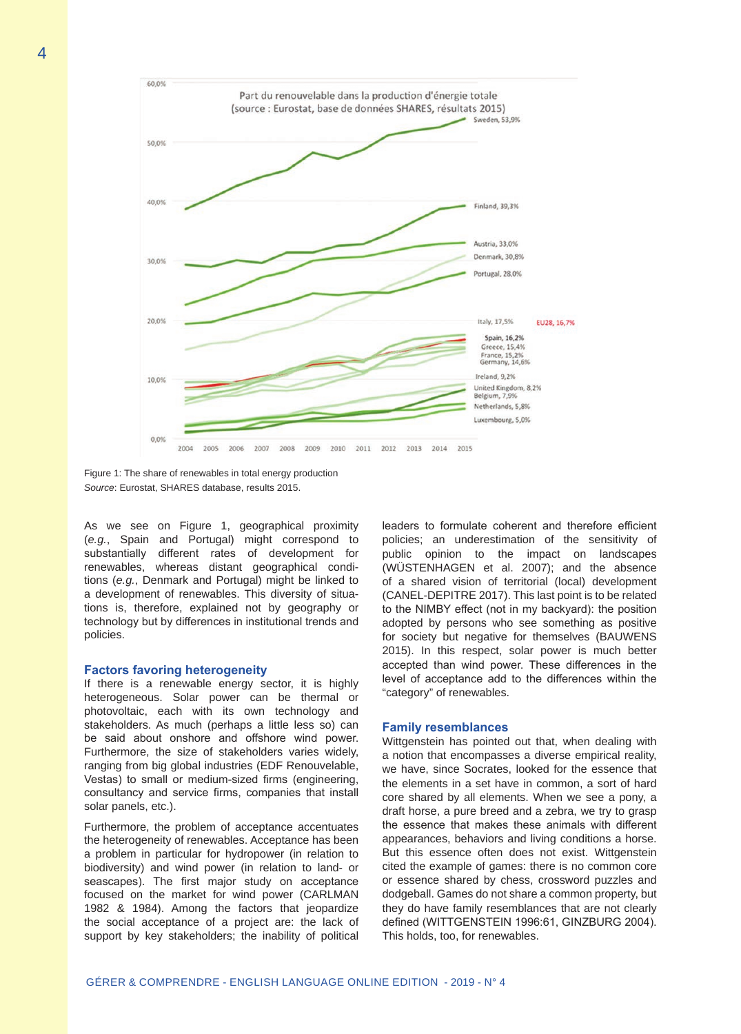Figure 1: The share of renewables in total energy production
*Source*: Eurostat, SHARES database, results 2015.

As we see on Figure 1, geographical proximity (*e.g.*, Spain and Portugal) might correspond to substantially different rates of development for renewables, whereas distant geographical conditions (*e.g.*, Denmark and Portugal) might be linked to a development of renewables. This diversity of situations is, therefore, explained not by geography or technology but by differences in institutional trends and policies.

## Factors favoring heterogeneity

If there is a renewable energy sector, it is highly heterogeneous. Solar power can be thermal or photovoltaic, each with its own technology and stakeholders. As much (perhaps a little less so) can be said about onshore and offshore wind power. Furthermore, the size of stakeholders varies widely, ranging from big global industries (EDF Renouvelable, Vestas) to small or medium-sized firms (engineering, consultancy and service firms, companies that install solar panels, etc.).

Furthermore, the problem of acceptance accentuates the heterogeneity of renewables. Acceptance has been a problem in particular for hydropower (in relation to biodiversity) and wind power (in relation to land- or seascapes). The first major study on acceptance focused on the market for wind power (CARLMAN 1982 & 1984). Among the factors that jeopardize the social acceptance of a project are: the lack of support by key stakeholders; the inability of political leaders to formulate coherent and therefore efficient policies; an underestimation of the sensitivity of public opinion to the impact on landscapes (WÜSTENHAGEN et al. 2007); and the absence of a shared vision of territorial (local) development (CANEL-DEPITRE 2017). This last point is to be related to the NIMBY effect (not in my backyard): the position adopted by persons who see something as positive for society but negative for themselves (BAUWENS 2015). In this respect, solar power is much better accepted than wind power. These differences in the level of acceptance add to the differences within the "category" of renewables.

## Family resemblances

Wittgenstein has pointed out that, when dealing with a notion that encompasses a diverse empirical reality, we have, since Socrates, looked for the essence that the elements in a set have in common, a sort of hard core shared by all elements. When we see a pony, a draft horse, a pure breed and a zebra, we try to grasp the essence that makes these animals with different appearances, behaviors and living conditions a horse. But this essence often does not exist. Wittgenstein cited the example of games: there is no common core or essence shared by chess, crossword puzzles and dodgeball. Games do not share a common property, but they do have family resemblances that are not clearly defined (WITTGENSTEIN 1996:61, GINZBURG 2004). This holds, too, for renewables.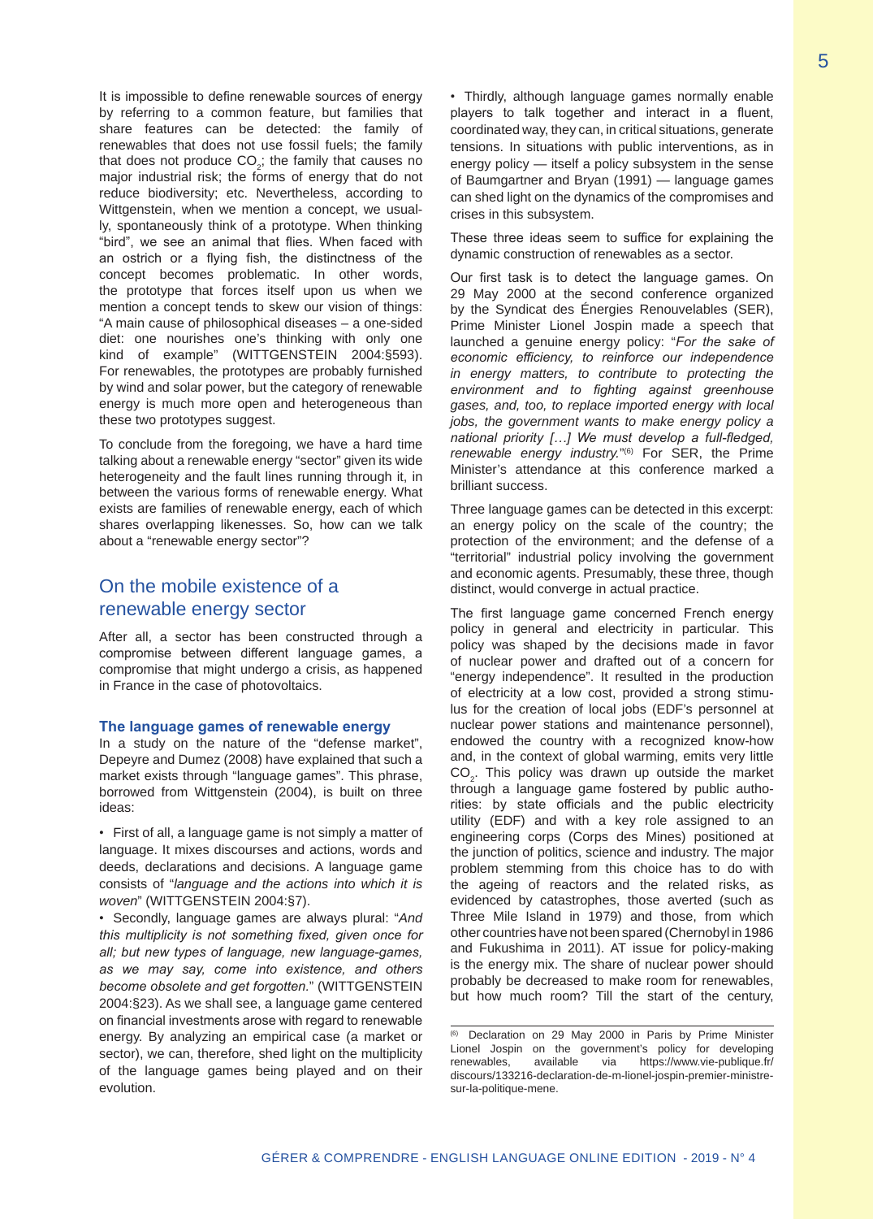It is impossible to define renewable sources of energy by referring to a common feature, but families that share features can be detected: the family of renewables that does not use fossil fuels; the family that does not produce $CO_2$; the family that causes no major industrial risk; the forms of energy that do not reduce biodiversity; etc. Nevertheless, according to Wittgenstein, when we mention a concept, we usually, spontaneously think of a prototype. When thinking "bird", we see an animal that flies. When faced with an ostrich or a flying fish, the distinctness of the concept becomes problematic. In other words, the prototype that forces itself upon us when we mention a concept tends to skew our vision of things: "A main cause of philosophical diseases – a one-sided diet: one nourishes one's thinking with only one kind of example" (WITTGENSTEIN 2004:§593). For renewables, the prototypes are probably furnished by wind and solar power, but the category of renewable energy is much more open and heterogeneous than these two prototypes suggest.

To conclude from the foregoing, we have a hard time talking about a renewable energy "sector" given its wide heterogeneity and the fault lines running through it, in between the various forms of renewable energy. What exists are families of renewable energy, each of which shares overlapping likenesses. So, how can we talk about a "renewable energy sector"?

## On the mobile existence of a renewable energy sector

After all, a sector has been constructed through a compromise between different language games, a compromise that might undergo a crisis, as happened in France in the case of photovoltaics.

### The language games of renewable energy

In a study on the nature of the "defense market", Depeyre and Dumez (2008) have explained that such a market exists through "language games". This phrase, borrowed from Wittgenstein (2004), is built on three ideas:

- First of all, a language game is not simply a matter of language. It mixes discourses and actions, words and deeds, declarations and decisions. A language game consists of "*language and the actions into which it is woven*" (WITTGENSTEIN 2004:§7).
- Secondly, language games are always plural: "*And this multiplicity is not something fixed, given once for all; but new types of language, new language-games, as we may say, come into existence, and others become obsolete and get forgotten.*" (WITTGENSTEIN 2004:§23). As we shall see, a language game centered on financial investments arose with regard to renewable energy. By analyzing an empirical case (a market or sector), we can, therefore, shed light on the multiplicity of the language games being played and on their evolution.
- Thirdly, although language games normally enable players to talk together and interact in a fluent, coordinated way, they can, in critical situations, generate tensions. In situations with public interventions, as in energy policy — itself a policy subsystem in the sense of Baumgartner and Bryan (1991) — language games can shed light on the dynamics of the compromises and crises in this subsystem.

These three ideas seem to suffice for explaining the dynamic construction of renewables as a sector.

Our first task is to detect the language games. On 29 May 2000 at the second conference organized by the Syndicat des Énergies Renouvelables (SER), Prime Minister Lionel Jospin made a speech that launched a genuine energy policy: "*For the sake of economic efficiency, to reinforce our independence in energy matters, to contribute to protecting the environment and to fighting against greenhouse gases, and, too, to replace imported energy with local jobs, the government wants to make energy policy a national priority […] We must develop a full-fledged, renewable energy industry.*"[6] For SER, the Prime Minister's attendance at this conference marked a brilliant success.

Three language games can be detected in this excerpt: an energy policy on the scale of the country; the protection of the environment; and the defense of a "territorial" industrial policy involving the government and economic agents. Presumably, these three, though distinct, would converge in actual practice.

The first language game concerned French energy policy in general and electricity in particular. This policy was shaped by the decisions made in favor of nuclear power and drafted out of a concern for "energy independence". It resulted in the production of electricity at a low cost, provided a strong stimulus for the creation of local jobs (EDF's personnel at nuclear power stations and maintenance personnel), endowed the country with a recognized know-how and, in the context of global warming, emits very little $CO_2$. This policy was drawn up outside the market through a language game fostered by public authorities: by state officials and the public electricity utility (EDF) and with a key role assigned to an engineering corps (Corps des Mines) positioned at the junction of politics, science and industry. The major problem stemming from this choice has to do with the ageing of reactors and the related risks, as evidenced by catastrophes, those averted (such as Three Mile Island in 1979) and those, from which other countries have not been spared (Chernobyl in 1986 and Fukushima in 2011). AT issue for policy-making is the energy mix. The share of nuclear power should probably be decreased to make room for renewables, but how much room? Till the start of the century,

---

[6] Declaration on 29 May 2000 in Paris by Prime Minister Lionel Jospin on the government's policy for developing renewables, available via https://www.vie-publique.fr/discours/133216-declaration-de-m-lionel-jospin-premier-ministre-sur-la-politique-mene.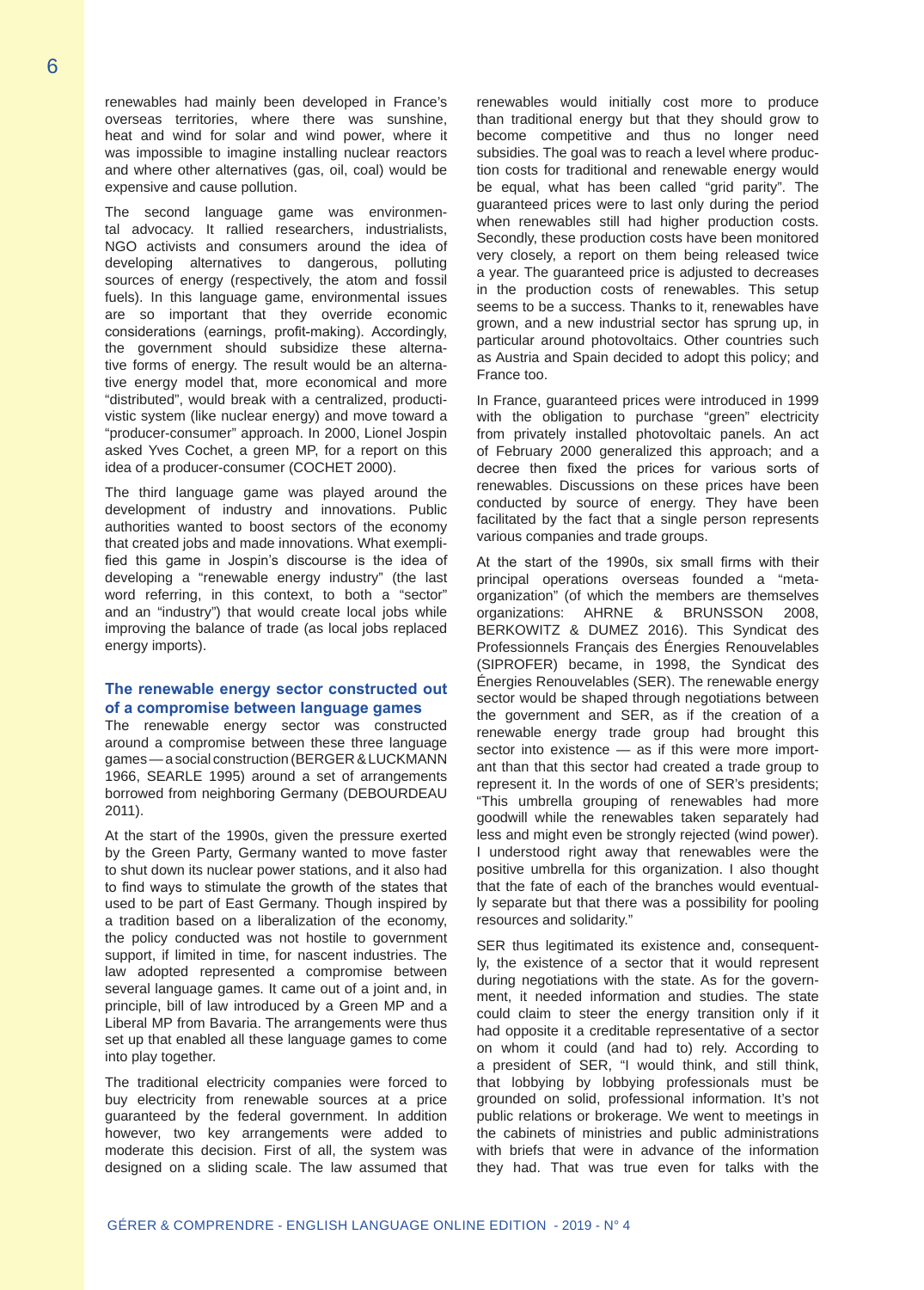renewables had mainly been developed in France's overseas territories, where there was sunshine, heat and wind for solar and wind power, where it was impossible to imagine installing nuclear reactors and where other alternatives (gas, oil, coal) would be expensive and cause pollution.

The second language game was environmental advocacy. It rallied researchers, industrialists, NGO activists and consumers around the idea of developing alternatives to dangerous, polluting sources of energy (respectively, the atom and fossil fuels). In this language game, environmental issues are so important that they override economic considerations (earnings, profit-making). Accordingly, the government should subsidize these alternative forms of energy. The result would be an alternative energy model that, more economical and more "distributed", would break with a centralized, productivistic system (like nuclear energy) and move toward a "producer-consumer" approach. In 2000, Lionel Jospin asked Yves Cochet, a green MP, for a report on this idea of a producer-consumer (COCHET 2000).

The third language game was played around the development of industry and innovations. Public authorities wanted to boost sectors of the economy that created jobs and made innovations. What exemplified this game in Jospin's discourse is the idea of developing a "renewable energy industry" (the last word referring, in this context, to both a "sector" and an "industry") that would create local jobs while improving the balance of trade (as local jobs replaced energy imports).

## The renewable energy sector constructed out of a compromise between language games

The renewable energy sector was constructed around a compromise between these three language games — a social construction (BERGER & LUCKMANN 1966, SEARLE 1995) around a set of arrangements borrowed from neighboring Germany (DEBOURDEAU 2011).

At the start of the 1990s, given the pressure exerted by the Green Party, Germany wanted to move faster to shut down its nuclear power stations, and it also had to find ways to stimulate the growth of the states that used to be part of East Germany. Though inspired by a tradition based on a liberalization of the economy, the policy conducted was not hostile to government support, if limited in time, for nascent industries. The law adopted represented a compromise between several language games. It came out of a joint and, in principle, bill of law introduced by a Green MP and a Liberal MP from Bavaria. The arrangements were thus set up that enabled all these language games to come into play together.

The traditional electricity companies were forced to buy electricity from renewable sources at a price guaranteed by the federal government. In addition however, two key arrangements were added to moderate this decision. First of all, the system was designed on a sliding scale. The law assumed that renewables would initially cost more to produce than traditional energy but that they should grow to become competitive and thus no longer need subsidies. The goal was to reach a level where production costs for traditional and renewable energy would be equal, what has been called "grid parity". The guaranteed prices were to last only during the period when renewables still had higher production costs. Secondly, these production costs have been monitored very closely, a report on them being released twice a year. The guaranteed price is adjusted to decreases in the production costs of renewables. This setup seems to be a success. Thanks to it, renewables have grown, and a new industrial sector has sprung up, in particular around photovoltaics. Other countries such as Austria and Spain decided to adopt this policy; and France too.

In France, guaranteed prices were introduced in 1999 with the obligation to purchase "green" electricity from privately installed photovoltaic panels. An act of February 2000 generalized this approach; and a decree then fixed the prices for various sorts of renewables. Discussions on these prices have been conducted by source of energy. They have been facilitated by the fact that a single person represents various companies and trade groups.

At the start of the 1990s, six small firms with their principal operations overseas founded a "meta-organization" (of which the members are themselves organizations: AHRNE & BRUNSSON 2008, BERKOWITZ & DUMEZ 2016). This Syndicat des Professionnels Français des Énergies Renouvelables (SIPROFER) became, in 1998, the Syndicat des Énergies Renouvelables (SER). The renewable energy sector would be shaped through negotiations between the government and SER, as if the creation of a renewable energy trade group had brought this sector into existence — as if this were more important than that this sector had created a trade group to represent it. In the words of one of SER's presidents; "This umbrella grouping of renewables had more goodwill while the renewables taken separately had less and might even be strongly rejected (wind power). I understood right away that renewables were the positive umbrella for this organization. I also thought that the fate of each of the branches would eventually separate but that there was a possibility for pooling resources and solidarity."

SER thus legitimated its existence and, consequently, the existence of a sector that it would represent during negotiations with the state. As for the government, it needed information and studies. The state could claim to steer the energy transition only if it had opposite it a creditable representative of a sector on whom it could (and had to) rely. According to a president of SER, "I would think, and still think, that lobbying by lobbying professionals must be grounded on solid, professional information. It's not public relations or brokerage. We went to meetings in the cabinets of ministries and public administrations with briefs that were in advance of the information they had. That was true even for talks with the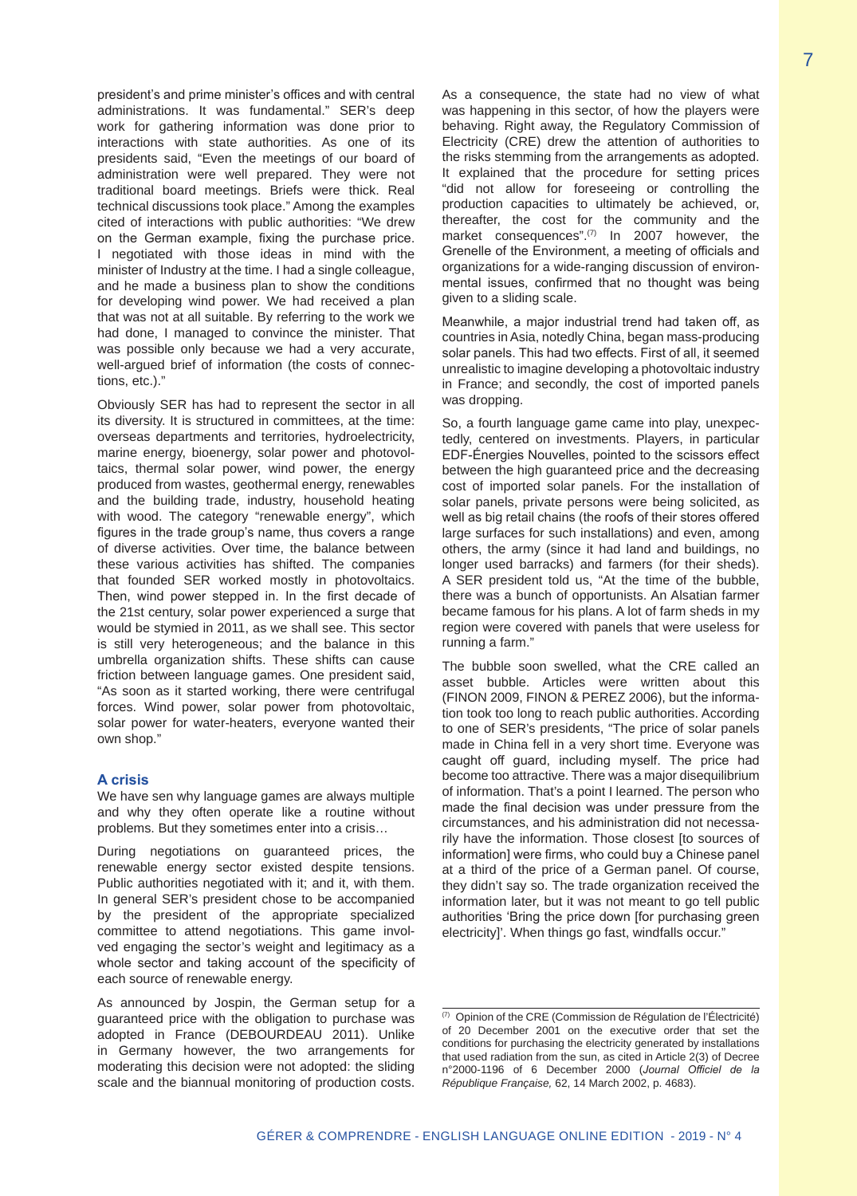president's and prime minister's offices and with central administrations. It was fundamental." SER's deep work for gathering information was done prior to interactions with state authorities. As one of its presidents said, "Even the meetings of our board of administration were well prepared. They were not traditional board meetings. Briefs were thick. Real technical discussions took place." Among the examples cited of interactions with public authorities: "We drew on the German example, fixing the purchase price. I negotiated with those ideas in mind with the minister of Industry at the time. I had a single colleague, and he made a business plan to show the conditions for developing wind power. We had received a plan that was not at all suitable. By referring to the work we had done, I managed to convince the minister. That was possible only because we had a very accurate, well-argued brief of information (the costs of connections, etc.)."

Obviously SER has had to represent the sector in all its diversity. It is structured in committees, at the time: overseas departments and territories, hydroelectricity, marine energy, bioenergy, solar power and photovoltaics, thermal solar power, wind power, the energy produced from wastes, geothermal energy, renewables and the building trade, industry, household heating with wood. The category "renewable energy", which figures in the trade group's name, thus covers a range of diverse activities. Over time, the balance between these various activities has shifted. The companies that founded SER worked mostly in photovoltaics. Then, wind power stepped in. In the first decade of the 21st century, solar power experienced a surge that would be stymied in 2011, as we shall see. This sector is still very heterogeneous; and the balance in this umbrella organization shifts. These shifts can cause friction between language games. One president said, "As soon as it started working, there were centrifugal forces. Wind power, solar power from photovoltaic, solar power for water-heaters, everyone wanted their own shop."

## A crisis

We have sen why language games are always multiple and why they often operate like a routine without problems. But they sometimes enter into a crisis…

During negotiations on guaranteed prices, the renewable energy sector existed despite tensions. Public authorities negotiated with it; and it, with them. In general SER's president chose to be accompanied by the president of the appropriate specialized committee to attend negotiations. This game involved engaging the sector's weight and legitimacy as a whole sector and taking account of the specificity of each source of renewable energy.

As announced by Jospin, the German setup for a guaranteed price with the obligation to purchase was adopted in France (DEBOURDEAU 2011). Unlike in Germany however, the two arrangements for moderating this decision were not adopted: the sliding scale and the biannual monitoring of production costs. As a consequence, the state had no view of what was happening in this sector, of how the players were behaving. Right away, the Regulatory Commission of Electricity (CRE) drew the attention of authorities to the risks stemming from the arrangements as adopted. It explained that the procedure for setting prices "did not allow for foreseeing or controlling the production capacities to ultimately be achieved, or, thereafter, the cost for the community and the market consequences".[7] In 2007 however, the Grenelle of the Environment, a meeting of officials and organizations for a wide-ranging discussion of environmental issues, confirmed that no thought was being given to a sliding scale.

Meanwhile, a major industrial trend had taken off, as countries in Asia, notedly China, began mass-producing solar panels. This had two effects. First of all, it seemed unrealistic to imagine developing a photovoltaic industry in France; and secondly, the cost of imported panels was dropping.

So, a fourth language game came into play, unexpectedly, centered on investments. Players, in particular EDF-Énergies Nouvelles, pointed to the scissors effect between the high guaranteed price and the decreasing cost of imported solar panels. For the installation of solar panels, private persons were being solicited, as well as big retail chains (the roofs of their stores offered large surfaces for such installations) and even, among others, the army (since it had land and buildings, no longer used barracks) and farmers (for their sheds). A SER president told us, "At the time of the bubble, there was a bunch of opportunists. An Alsatian farmer became famous for his plans. A lot of farm sheds in my region were covered with panels that were useless for running a farm."

The bubble soon swelled, what the CRE called an asset bubble. Articles were written about this (FINON 2009, FINON & PEREZ 2006), but the information took too long to reach public authorities. According to one of SER's presidents, "The price of solar panels made in China fell in a very short time. Everyone was caught off guard, including myself. The price had become too attractive. There was a major disequilibrium of information. That's a point I learned. The person who made the final decision was under pressure from the circumstances, and his administration did not necessarily have the information. Those closest [to sources of information] were firms, who could buy a Chinese panel at a third of the price of a German panel. Of course, they didn't say so. The trade organization received the information later, but it was not meant to go tell public authorities 'Bring the price down [for purchasing green electricity]'. When things go fast, windfalls occur."

---

[7] Opinion of the CRE (Commission de Régulation de l'Électricité) of 20 December 2001 on the executive order that set the conditions for purchasing the electricity generated by installations that used radiation from the sun, as cited in Article 2(3) of Decree n°2000-1196 of 6 December 2000 (*Journal Officiel de la République Française,* 62, 14 March 2002, p. 4683).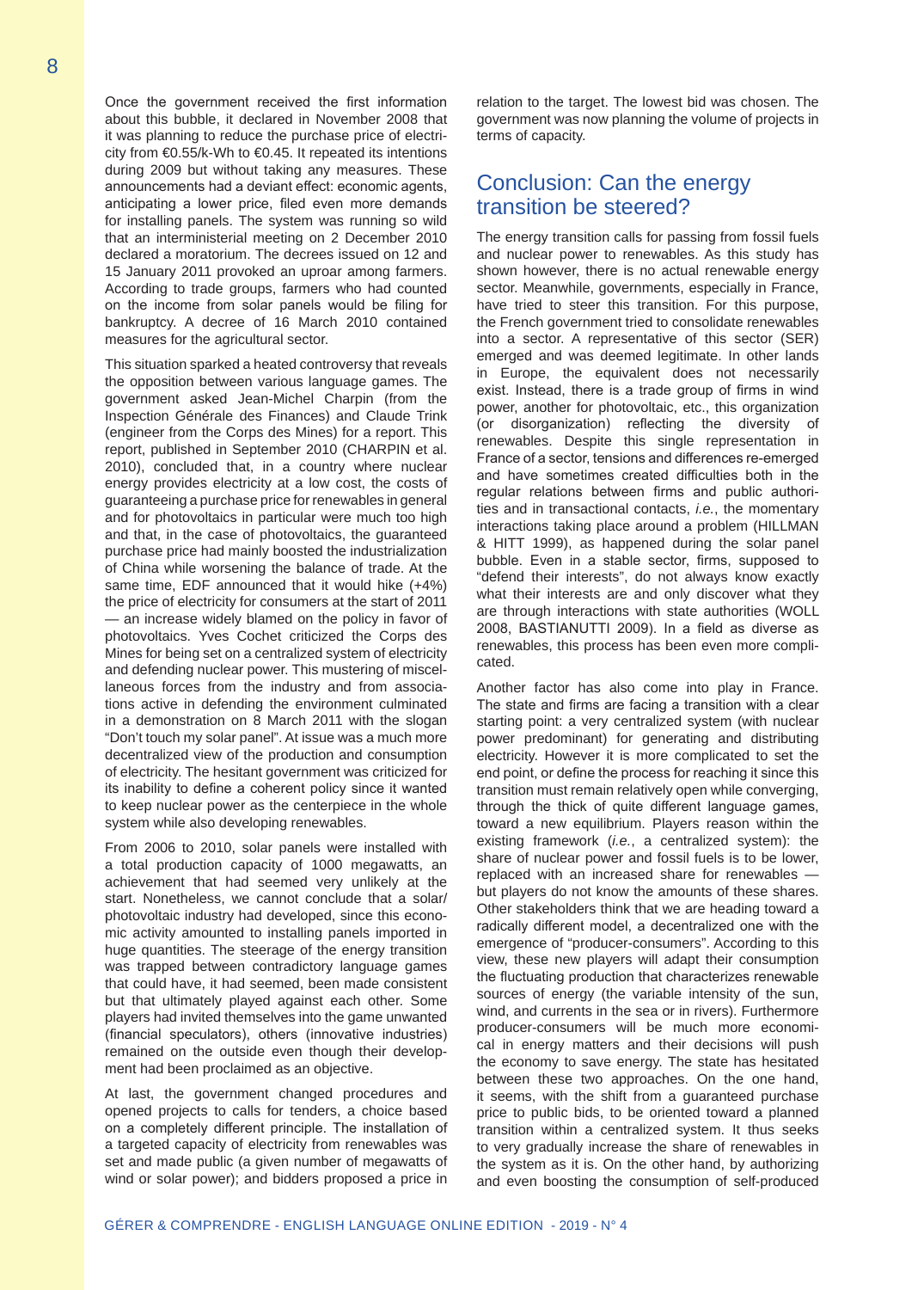Once the government received the first information about this bubble, it declared in November 2008 that it was planning to reduce the purchase price of electricity from €0.55/k-Wh to €0.45. It repeated its intentions during 2009 but without taking any measures. These announcements had a deviant effect: economic agents, anticipating a lower price, filed even more demands for installing panels. The system was running so wild that an interministerial meeting on 2 December 2010 declared a moratorium. The decrees issued on 12 and 15 January 2011 provoked an uproar among farmers. According to trade groups, farmers who had counted on the income from solar panels would be filing for bankruptcy. A decree of 16 March 2010 contained measures for the agricultural sector.

This situation sparked a heated controversy that reveals the opposition between various language games. The government asked Jean-Michel Charpin (from the Inspection Générale des Finances) and Claude Trink (engineer from the Corps des Mines) for a report. This report, published in September 2010 (CHARPIN et al. 2010), concluded that, in a country where nuclear energy provides electricity at a low cost, the costs of guaranteeing a purchase price for renewables in general and for photovoltaics in particular were much too high and that, in the case of photovoltaics, the guaranteed purchase price had mainly boosted the industrialization of China while worsening the balance of trade. At the same time, EDF announced that it would hike (+4%) the price of electricity for consumers at the start of 2011 — an increase widely blamed on the policy in favor of photovoltaics. Yves Cochet criticized the Corps des Mines for being set on a centralized system of electricity and defending nuclear power. This mustering of miscellaneous forces from the industry and from associations active in defending the environment culminated in a demonstration on 8 March 2011 with the slogan "Don't touch my solar panel". At issue was a much more decentralized view of the production and consumption of electricity. The hesitant government was criticized for its inability to define a coherent policy since it wanted to keep nuclear power as the centerpiece in the whole system while also developing renewables.

From 2006 to 2010, solar panels were installed with a total production capacity of 1000 megawatts, an achievement that had seemed very unlikely at the start. Nonetheless, we cannot conclude that a solar/photovoltaic industry had developed, since this economic activity amounted to installing panels imported in huge quantities. The steerage of the energy transition was trapped between contradictory language games that could have, it had seemed, been made consistent but that ultimately played against each other. Some players had invited themselves into the game unwanted (financial speculators), others (innovative industries) remained on the outside even though their development had been proclaimed as an objective.

At last, the government changed procedures and opened projects to calls for tenders, a choice based on a completely different principle. The installation of a targeted capacity of electricity from renewables was set and made public (a given number of megawatts of wind or solar power); and bidders proposed a price in relation to the target. The lowest bid was chosen. The government was now planning the volume of projects in terms of capacity.

## Conclusion: Can the energy transition be steered?

The energy transition calls for passing from fossil fuels and nuclear power to renewables. As this study has shown however, there is no actual renewable energy sector. Meanwhile, governments, especially in France, have tried to steer this transition. For this purpose, the French government tried to consolidate renewables into a sector. A representative of this sector (SER) emerged and was deemed legitimate. In other lands in Europe, the equivalent does not necessarily exist. Instead, there is a trade group of firms in wind power, another for photovoltaic, etc., this organization (or disorganization) reflecting the diversity of renewables. Despite this single representation in France of a sector, tensions and differences re-emerged and have sometimes created difficulties both in the regular relations between firms and public authorities and in transactional contacts, *i.e.*, the momentary interactions taking place around a problem (HILLMAN & HITT 1999), as happened during the solar panel bubble. Even in a stable sector, firms, supposed to "defend their interests", do not always know exactly what their interests are and only discover what they are through interactions with state authorities (WOLL 2008, BASTIANUTTI 2009). In a field as diverse as renewables, this process has been even more complicated.

Another factor has also come into play in France. The state and firms are facing a transition with a clear starting point: a very centralized system (with nuclear power predominant) for generating and distributing electricity. However it is more complicated to set the end point, or define the process for reaching it since this transition must remain relatively open while converging, through the thick of quite different language games, toward a new equilibrium. Players reason within the existing framework (*i.e.*, a centralized system): the share of nuclear power and fossil fuels is to be lower, replaced with an increased share for renewables — but players do not know the amounts of these shares. Other stakeholders think that we are heading toward a radically different model, a decentralized one with the emergence of "producer-consumers". According to this view, these new players will adapt their consumption the fluctuating production that characterizes renewable sources of energy (the variable intensity of the sun, wind, and currents in the sea or in rivers). Furthermore producer-consumers will be much more economical in energy matters and their decisions will push the economy to save energy. The state has hesitated between these two approaches. On the one hand, it seems, with the shift from a guaranteed purchase price to public bids, to be oriented toward a planned transition within a centralized system. It thus seeks to very gradually increase the share of renewables in the system as it is. On the other hand, by authorizing and even boosting the consumption of self-produced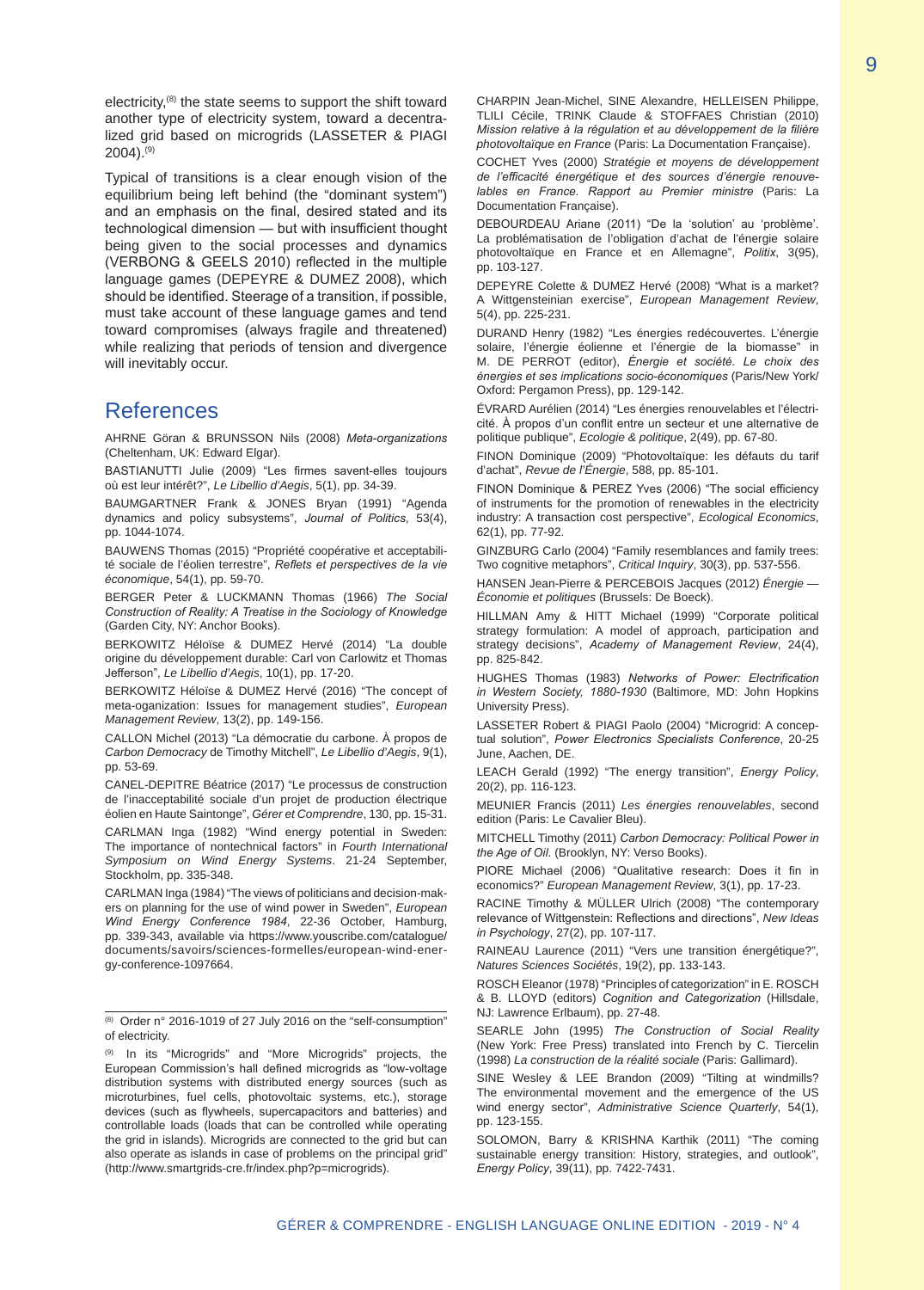electricity,[8] the state seems to support the shift toward another type of electricity system, toward a decentralized grid based on microgrids (LASSETER & PIAGI 2004).[9]

Typical of transitions is a clear enough vision of the equilibrium being left behind (the "dominant system") and an emphasis on the final, desired stated and its technological dimension — but with insufficient thought being given to the social processes and dynamics (VERBONG & GEELS 2010) reflected in the multiple language games (DEPEYRE & DUMEZ 2008), which should be identified. Steerage of a transition, if possible, must take account of these language games and tend toward compromises (always fragile and threatened) while realizing that periods of tension and divergence will inevitably occur.

## References

AHRNE Göran & BRUNSSON Nils (2008) *Meta-organizations* (Cheltenham, UK: Edward Elgar).

BASTIANUTTI Julie (2009) "Les firmes savent-elles toujours où est leur intérêt?", *Le Libellio d'Aegis*, 5(1), pp. 34-39.

BAUMGARTNER Frank & JONES Bryan (1991) "Agenda dynamics and policy subsystems", *Journal of Politics*, 53(4), pp. 1044-1074.

BAUWENS Thomas (2015) "Propriété coopérative et acceptabilité sociale de l'éolien terrestre", *Reflets et perspectives de la vie économique*, 54(1), pp. 59-70.

BERGER Peter & LUCKMANN Thomas (1966) *The Social Construction of Reality: A Treatise in the Sociology of Knowledge* (Garden City, NY: Anchor Books).

BERKOWITZ Héloïse & DUMEZ Hervé (2014) "La double origine du développement durable: Carl von Carlowitz et Thomas Jefferson", *Le Libellio d'Aegis*, 10(1), pp. 17-20.

BERKOWITZ Héloïse & DUMEZ Hervé (2016) "The concept of meta-oganization: Issues for management studies", *European Management Review*, 13(2), pp. 149-156.

CALLON Michel (2013) "La démocratie du carbone. À propos de *Carbon Democracy* de Timothy Mitchell", *Le Libellio d'Aegis*, 9(1), pp. 53-69.

CANEL-DEPITRE Béatrice (2017) "Le processus de construction de l'inacceptabilité sociale d'un projet de production électrique éolien en Haute Saintonge", *Gérer et Comprendre*, 130, pp. 15-31.

CARLMAN Inga (1982) "Wind energy potential in Sweden: The importance of nontechnical factors" in *Fourth International Symposium on Wind Energy Systems*. 21-24 September, Stockholm, pp. 335-348.

CARLMAN Inga (1984) "The views of politicians and decision-makers on planning for the use of wind power in Sweden", *European Wind Energy Conference 1984*, 22-36 October, Hamburg, pp. 339-343, available via https://www.youscribe.com/catalogue/documents/savoirs/sciences-formelles/european-wind-energy-conference-1097664.

CHARPIN Jean-Michel, SINE Alexandre, HELLEISEN Philippe, TLILI Cécile, TRINK Claude & STOFFAES Christian (2010) *Mission relative à la régulation et au développement de la filière photovoltaïque en France* (Paris: La Documentation Française).

COCHET Yves (2000) *Stratégie et moyens de développement de l'efficacité énergétique et des sources d'énergie renouvelables en France. Rapport au Premier ministre* (Paris: La Documentation Française).

DEBOURDEAU Ariane (2011) "De la 'solution' au 'problème'. La problématisation de l'obligation d'achat de l'énergie solaire photovoltaïque en France et en Allemagne", *Politix*, 3(95), pp. 103-127.

DEPEYRE Colette & DUMEZ Hervé (2008) "What is a market? A Wittgensteinian exercise", *European Management Review*, 5(4), pp. 225-231.

DURAND Henry (1982) "Les énergies redécouvertes. L'énergie solaire, l'énergie éolienne et l'énergie de la biomasse" in M. DE PERROT (editor), *Énergie et société. Le choix des énergies et ses implications socio-économiques* (Paris/New York/Oxford: Pergamon Press), pp. 129-142.

ÉVRARD Aurélien (2014) "Les énergies renouvelables et l'électricité. À propos d'un conflit entre un secteur et une alternative de politique publique", *Ecologie & politique*, 2(49), pp. 67-80.

FINON Dominique (2009) "Photovoltaïque: les défauts du tarif d'achat", *Revue de l'Énergie*, 588, pp. 85-101.

FINON Dominique & PEREZ Yves (2006) "The social efficiency of instruments for the promotion of renewables in the electricity industry: A transaction cost perspective", *Ecological Economics*, 62(1), pp. 77-92.

GINZBURG Carlo (2004) "Family resemblances and family trees: Two cognitive metaphors", *Critical Inquiry*, 30(3), pp. 537-556.

HANSEN Jean-Pierre & PERCEBOIS Jacques (2012) *Énergie — Économie et politiques* (Brussels: De Boeck).

HILLMAN Amy & HITT Michael (1999) "Corporate political strategy formulation: A model of approach, participation and strategy decisions", *Academy of Management Review*, 24(4), pp. 825-842.

HUGHES Thomas (1983) *Networks of Power: Electrification in Western Society, 1880-1930* (Baltimore, MD: John Hopkins University Press).

LASSETER Robert & PIAGI Paolo (2004) "Microgrid: A conceptual solution", *Power Electronics Specialists Conference*, 20-25 June, Aachen, DE.

LEACH Gerald (1992) "The energy transition", *Energy Policy*, 20(2), pp. 116-123.

MEUNIER Francis (2011) *Les énergies renouvelables*, second edition (Paris: Le Cavalier Bleu).

MITCHELL Timothy (2011) *Carbon Democracy: Political Power in the Age of Oil*. (Brooklyn, NY: Verso Books).

PIORE Michael (2006) "Qualitative research: Does it fin in economics?" *European Management Review*, 3(1), pp. 17-23.

RACINE Timothy & MÜLLER Ulrich (2008) "The contemporary relevance of Wittgenstein: Reflections and directions", *New Ideas in Psychology*, 27(2), pp. 107-117.

RAINEAU Laurence (2011) "Vers une transition énergétique?", *Natures Sciences Sociétés*, 19(2), pp. 133-143.

ROSCH Eleanor (1978) "Principles of categorization" in E. ROSCH & B. LLOYD (editors) *Cognition and Categorization* (Hillsdale, NJ: Lawrence Erlbaum), pp. 27-48.

SEARLE John (1995) *The Construction of Social Reality* (New York: Free Press) translated into French by C. Tiercelin (1998) *La construction de la réalité sociale* (Paris: Gallimard).

SINE Wesley & LEE Brandon (2009) "Tilting at windmills? The environmental movement and the emergence of the US wind energy sector", *Administrative Science Quarterly*, 54(1), pp. 123-155.

SOLOMON, Barry & KRISHNA Karthik (2011) "The coming sustainable energy transition: History, strategies, and outlook", *Energy Policy*, 39(11), pp. 7422-7431.

---

[8] Order n° 2016-1019 of 27 July 2016 on the "self-consumption" of electricity.

[9] In its "Microgrids" and "More Microgrids" projects, the European Commission's hall defined microgrids as "low-voltage distribution systems with distributed energy sources (such as microturbines, fuel cells, photovoltaic systems, etc.), storage devices (such as flywheels, supercapacitors and batteries) and controllable loads (loads that can be controlled while operating the grid in islands). Microgrids are connected to the grid but can also operate as islands in case of problems on the principal grid" (http://www.smartgrids-cre.fr/index.php?p=microgrids).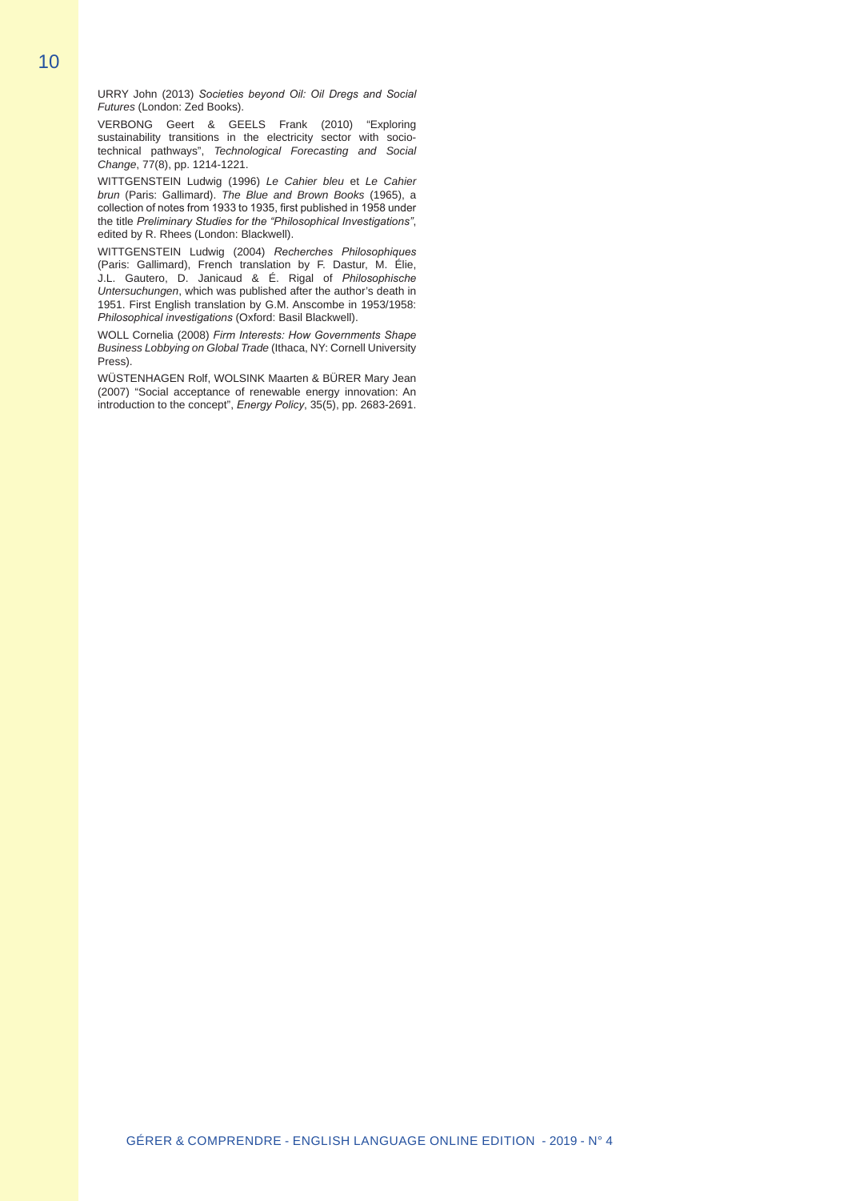URRY John (2013) *Societies beyond Oil: Oil Dregs and Social Futures* (London: Zed Books).

VERBONG Geert & GEELS Frank (2010) "Exploring sustainability transitions in the electricity sector with socio-technical pathways", *Technological Forecasting and Social Change*, 77(8), pp. 1214-1221.

WITTGENSTEIN Ludwig (1996) *Le Cahier bleu* et *Le Cahier brun* (Paris: Gallimard). *The Blue and Brown Books* (1965), a collection of notes from 1933 to 1935, first published in 1958 under the title *Preliminary Studies for the "Philosophical Investigations"*, edited by R. Rhees (London: Blackwell).

WITTGENSTEIN Ludwig (2004) *Recherches Philosophiques* (Paris: Gallimard), French translation by F. Dastur, M. Élie, J.L. Gautero, D. Janicaud & É. Rigal of *Philosophische Untersuchungen*, which was published after the author's death in 1951. First English translation by G.M. Anscombe in 1953/1958: *Philosophical investigations* (Oxford: Basil Blackwell).

WOLL Cornelia (2008) *Firm Interests: How Governments Shape Business Lobbying on Global Trade* (Ithaca, NY: Cornell University Press).

WÜSTENHAGEN Rolf, WOLSINK Maarten & BÜRER Mary Jean (2007) "Social acceptance of renewable energy innovation: An introduction to the concept", *Energy Policy*, 35(5), pp. 2683-2691.